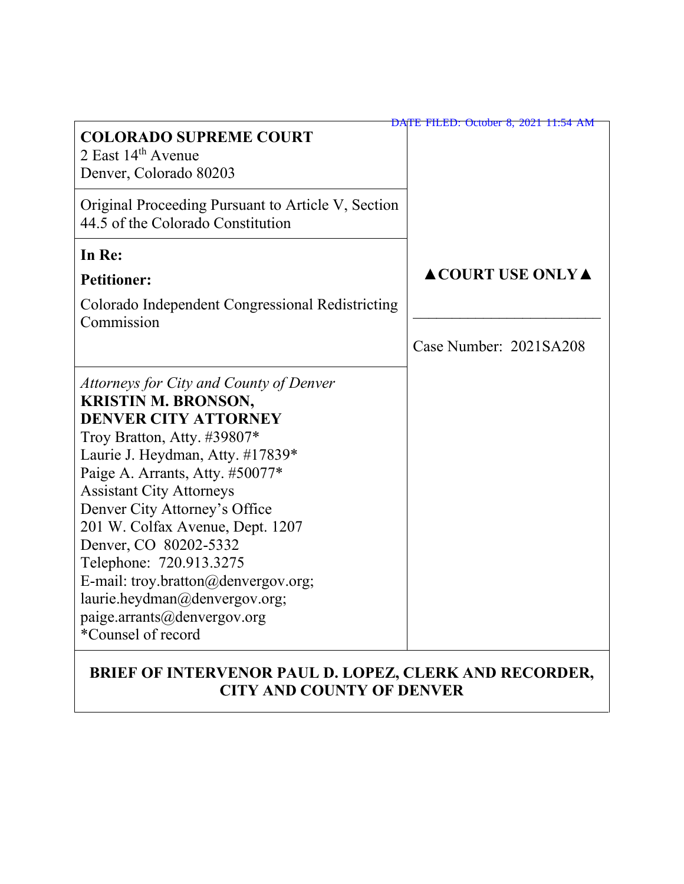DATE FILED: October 8, 2021 11:54 AM

**COLORADO SUPREME COURT**
2 East 14th Avenue
Denver, Colorado 80203

Original Proceeding Pursuant to Article V, Section 44.5 of the Colorado Constitution

**In Re:**

**Petitioner:**

Colorado Independent Congressional Redistricting Commission

▲**COURT USE ONLY**▲

Case Number: 2021SA208

*Attorneys for City and County of Denver*
**KRISTIN M. BRONSON,**
**DENVER CITY ATTORNEY**
Troy Bratton, Atty. #39807*
Laurie J. Heydman, Atty. #17839*
Paige A. Arrants, Atty. #50077*
Assistant City Attorneys
Denver City Attorney's Office
201 W. Colfax Avenue, Dept. 1207
Denver, CO 80202-5332
Telephone: 720.913.3275
E-mail: troy.bratton@denvergov.org;
laurie.heydman@denvergov.org;
paige.arrants@denvergov.org
*Counsel of record

**BRIEF OF INTERVENOR PAUL D. LOPEZ, CLERK AND RECORDER, CITY AND COUNTY OF DENVER**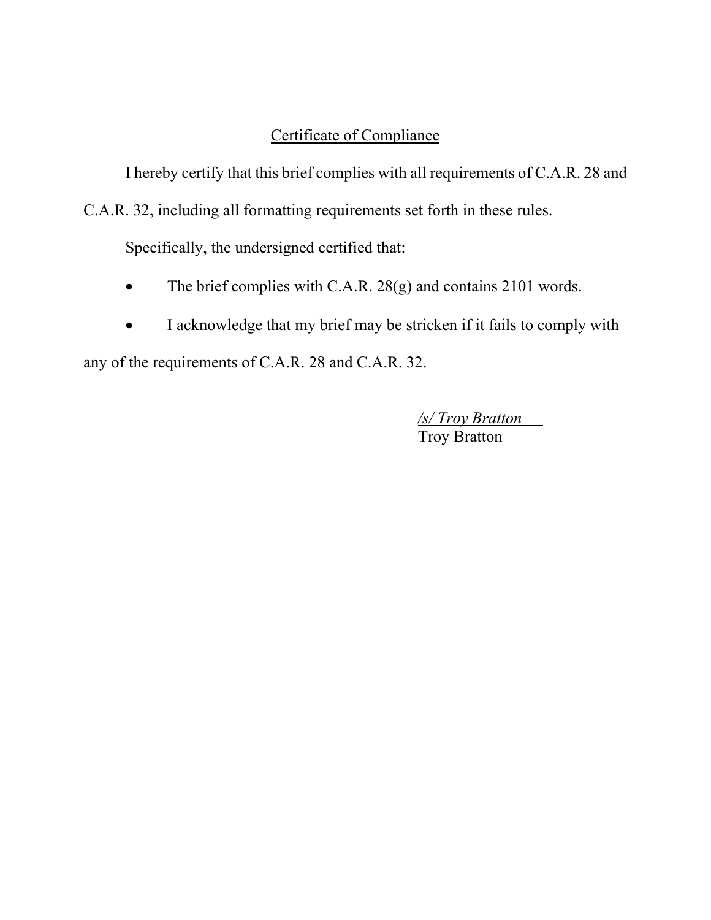## Certificate of Compliance

I hereby certify that this brief complies with all requirements of C.A.R. 28 and C.A.R. 32, including all formatting requirements set forth in these rules.

Specifically, the undersigned certified that:

- The brief complies with C.A.R. 28(g) and contains 2101 words.
- I acknowledge that my brief may be stricken if it fails to comply with any of the requirements of C.A.R. 28 and C.A.R. 32.

*/s/ Troy Bratton*
Troy Bratton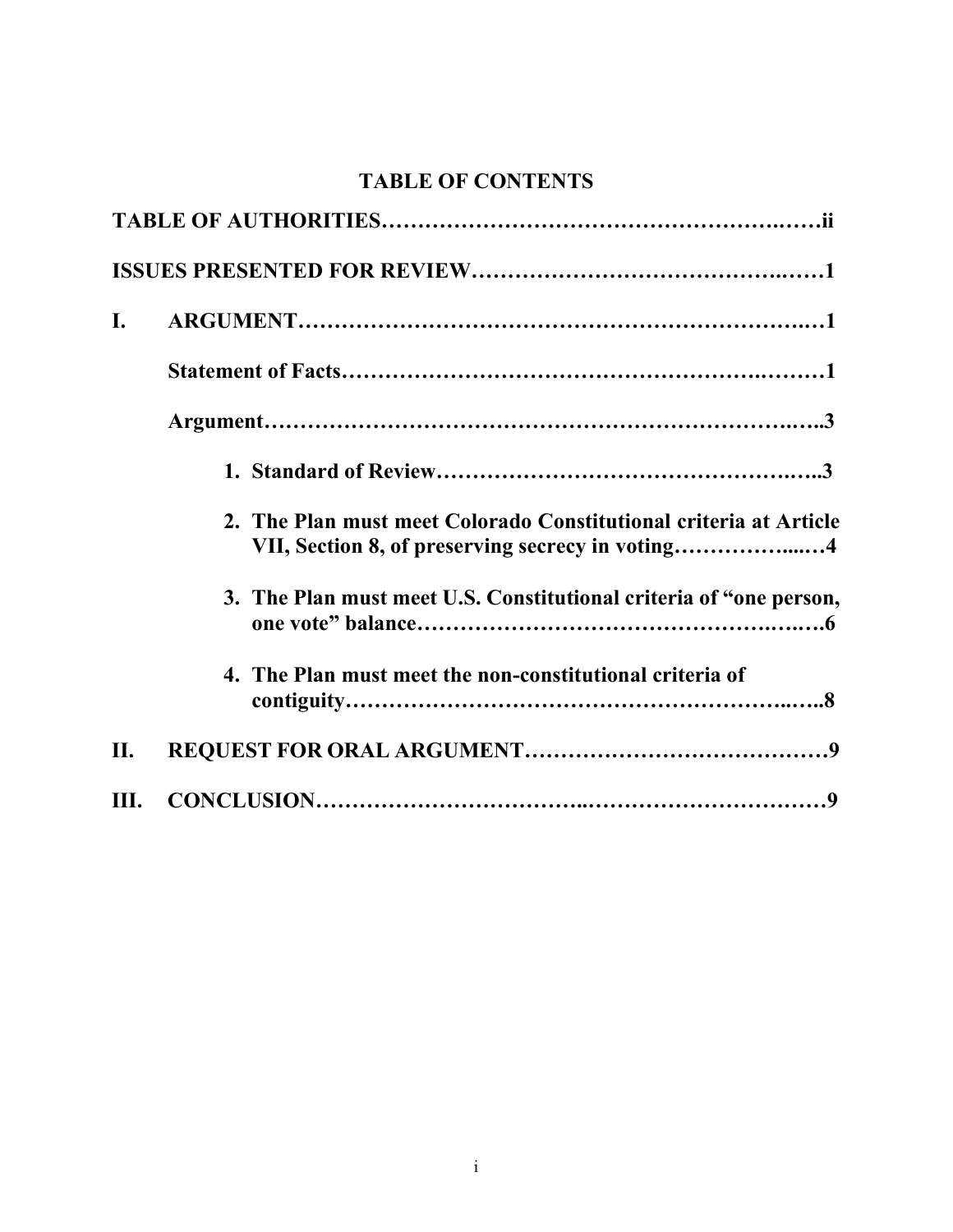# TABLE OF CONTENTS

**TABLE OF AUTHORITIES………………………………………………….……ii**

**ISSUES PRESENTED FOR REVIEW……………………………………….……1**

**I. ARGUMENT…………………………………………………………….…1**

**Statement of Facts………………………………………………….………1**

**Argument…………………………………………………………….…..3**

1. **Standard of Review……………………………………………….…..3**
2. **The Plan must meet Colorado Constitutional criteria at Article VII, Section 8, of preserving secrecy in voting……………...…4**
3. **The Plan must meet U.S. Constitutional criteria of "one person, one vote" balance…………………………………………….….….6**
4. **The Plan must meet the non-constitutional criteria of contiguity……………………………………………………..…..8**

**II. REQUEST FOR ORAL ARGUMENT……………………………………9**

**III. CONCLUSION……………………………..……………………………9**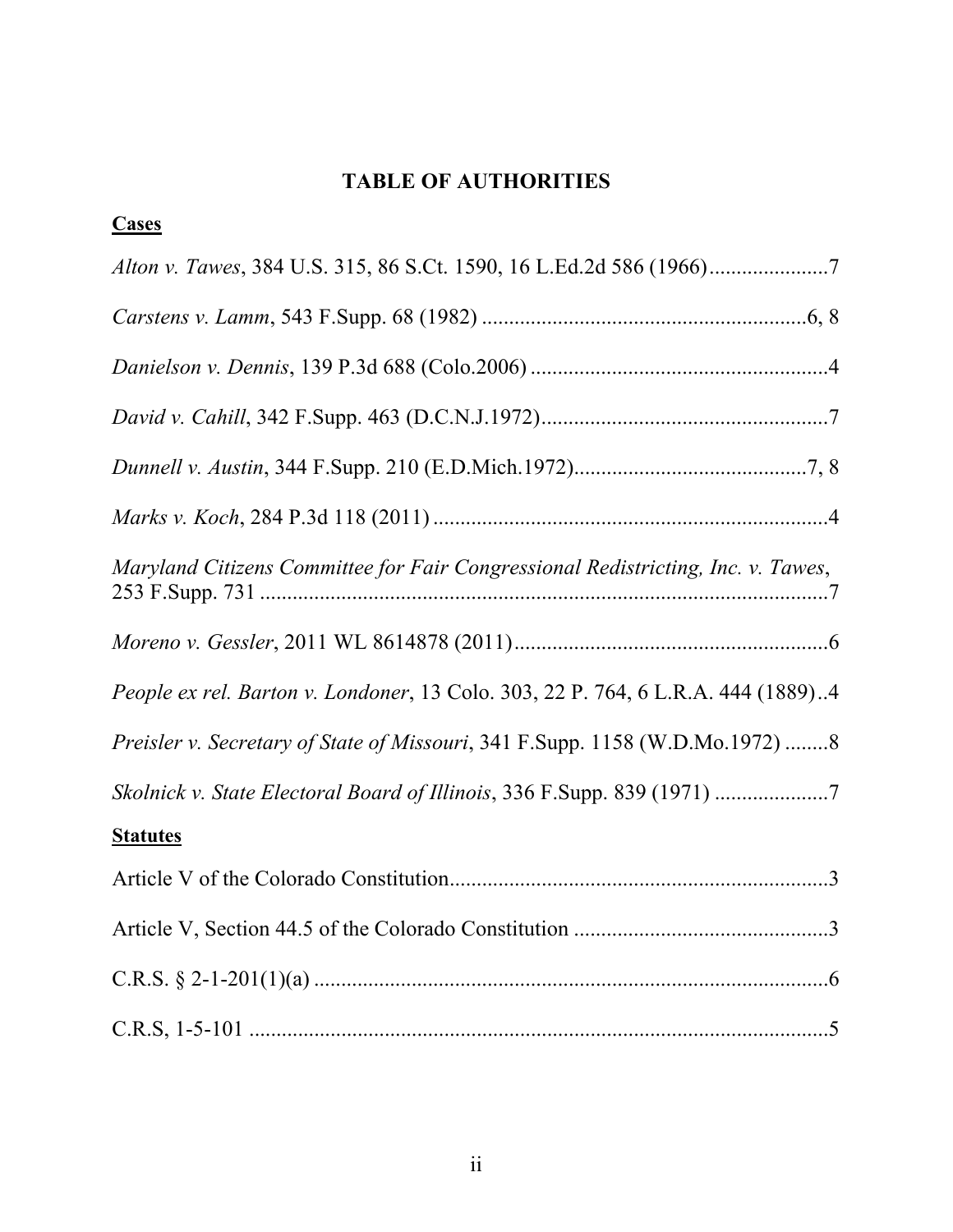# TABLE OF AUTHORITIES

**Cases**

*Alton v. Tawes*, 384 U.S. 315, 86 S.Ct. 1590, 16 L.Ed.2d 586 (1966)......................7

*Carstens v. Lamm*, 543 F.Supp. 68 (1982) ............................................................6, 8

*Danielson v. Dennis*, 139 P.3d 688 (Colo.2006) .......................................................4

*David v. Cahill*, 342 F.Supp. 463 (D.C.N.J.1972).....................................................7

*Dunnell v. Austin*, 344 F.Supp. 210 (E.D.Mich.1972)...........................................7, 8

*Marks v. Koch*, 284 P.3d 118 (2011) ........................................................................4

*Maryland Citizens Committee for Fair Congressional Redistricting, Inc. v. Tawes*, 253 F.Supp. 731 .........................................................................................................7

*Moreno v. Gessler*, 2011 WL 8614878 (2011)...........................................................6

*People ex rel. Barton v. Londoner*, 13 Colo. 303, 22 P. 764, 6 L.R.A. 444 (1889)..4

*Preisler v. Secretary of State of Missouri*, 341 F.Supp. 1158 (W.D.Mo.1972) ........8

*Skolnick v. State Electoral Board of Illinois*, 336 F.Supp. 839 (1971) .....................7

**Statutes**

Article V of the Colorado Constitution......................................................................3

Article V, Section 44.5 of the Colorado Constitution ...............................................3

C.R.S. § 2-1-201(1)(a) ...............................................................................................6

C.R.S, 1-5-101 ...........................................................................................................5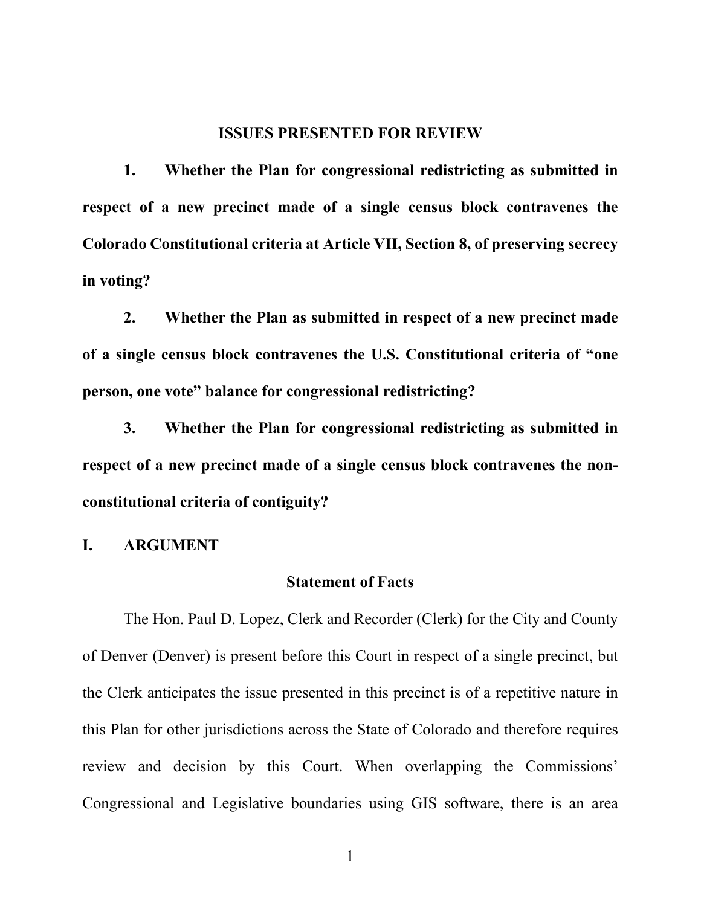## ISSUES PRESENTED FOR REVIEW

**1. Whether the Plan for congressional redistricting as submitted in respect of a new precinct made of a single census block contravenes the Colorado Constitutional criteria at Article VII, Section 8, of preserving secrecy in voting?**

**2. Whether the Plan as submitted in respect of a new precinct made of a single census block contravenes the U.S. Constitutional criteria of "one person, one vote" balance for congressional redistricting?**

**3. Whether the Plan for congressional redistricting as submitted in respect of a new precinct made of a single census block contravenes the non-constitutional criteria of contiguity?**

## I. ARGUMENT

### Statement of Facts

The Hon. Paul D. Lopez, Clerk and Recorder (Clerk) for the City and County of Denver (Denver) is present before this Court in respect of a single precinct, but the Clerk anticipates the issue presented in this precinct is of a repetitive nature in this Plan for other jurisdictions across the State of Colorado and therefore requires review and decision by this Court. When overlapping the Commissions' Congressional and Legislative boundaries using GIS software, there is an area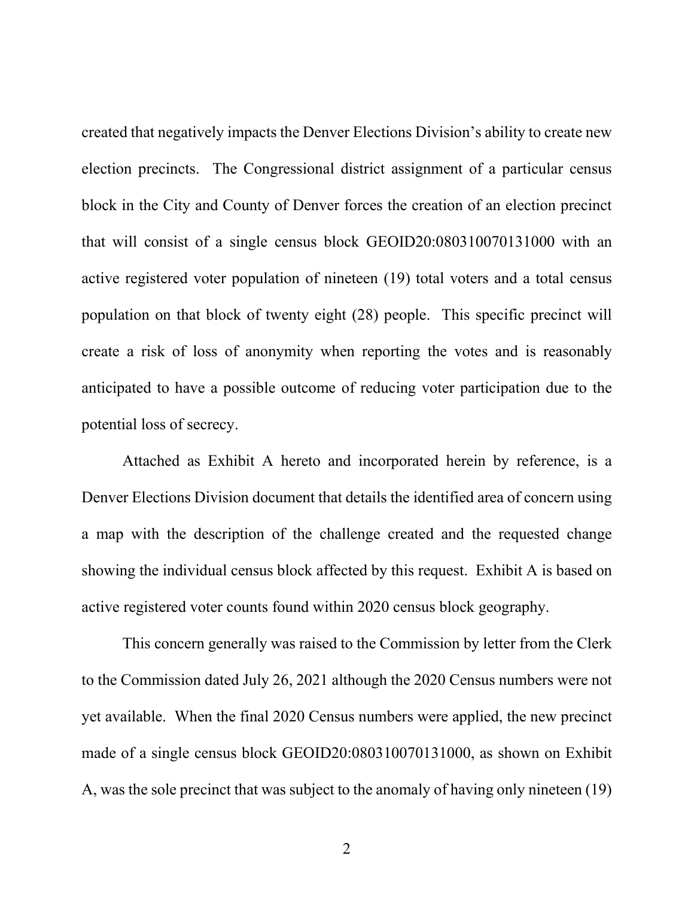created that negatively impacts the Denver Elections Division's ability to create new election precincts. The Congressional district assignment of a particular census block in the City and County of Denver forces the creation of an election precinct that will consist of a single census block GEOID20:080310070131000 with an active registered voter population of nineteen (19) total voters and a total census population on that block of twenty eight (28) people. This specific precinct will create a risk of loss of anonymity when reporting the votes and is reasonably anticipated to have a possible outcome of reducing voter participation due to the potential loss of secrecy.

Attached as Exhibit A hereto and incorporated herein by reference, is a Denver Elections Division document that details the identified area of concern using a map with the description of the challenge created and the requested change showing the individual census block affected by this request. Exhibit A is based on active registered voter counts found within 2020 census block geography.

This concern generally was raised to the Commission by letter from the Clerk to the Commission dated July 26, 2021 although the 2020 Census numbers were not yet available. When the final 2020 Census numbers were applied, the new precinct made of a single census block GEOID20:080310070131000, as shown on Exhibit A, was the sole precinct that was subject to the anomaly of having only nineteen (19)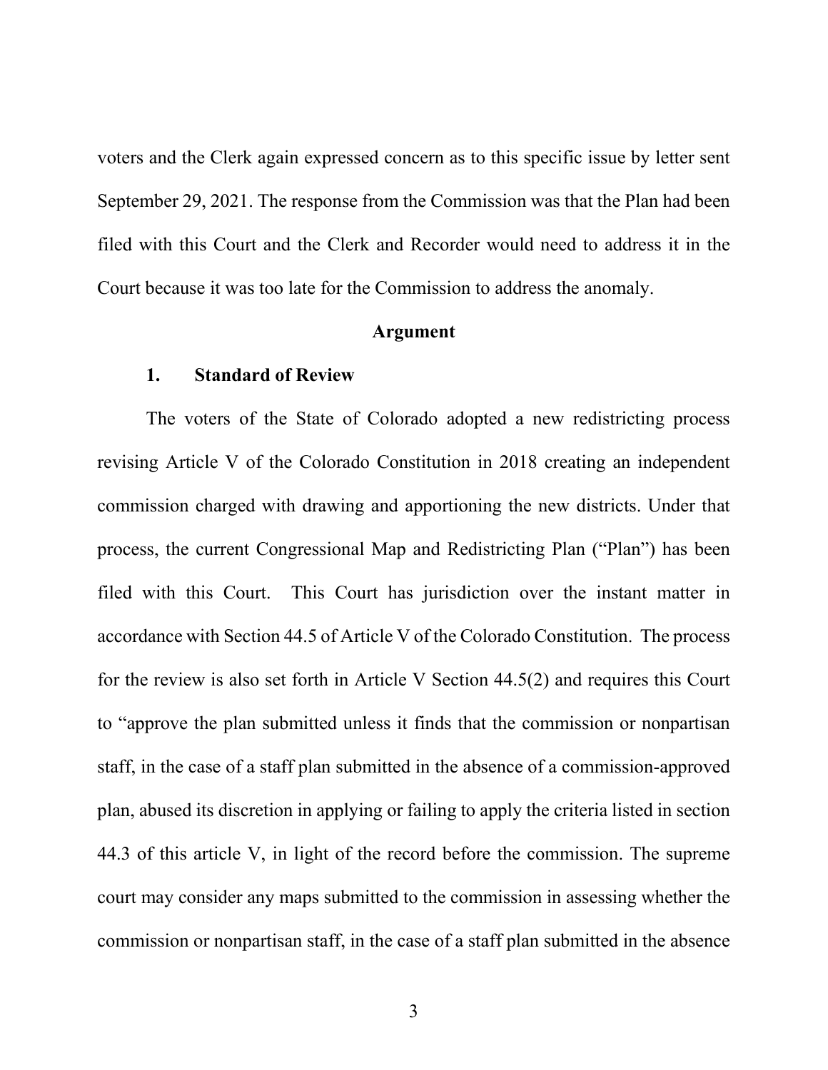voters and the Clerk again expressed concern as to this specific issue by letter sent September 29, 2021. The response from the Commission was that the Plan had been filed with this Court and the Clerk and Recorder would need to address it in the Court because it was too late for the Commission to address the anomaly.

## Argument

### 1. Standard of Review

The voters of the State of Colorado adopted a new redistricting process revising Article V of the Colorado Constitution in 2018 creating an independent commission charged with drawing and apportioning the new districts. Under that process, the current Congressional Map and Redistricting Plan ("Plan") has been filed with this Court. This Court has jurisdiction over the instant matter in accordance with Section 44.5 of Article V of the Colorado Constitution. The process for the review is also set forth in Article V Section 44.5(2) and requires this Court to "approve the plan submitted unless it finds that the commission or nonpartisan staff, in the case of a staff plan submitted in the absence of a commission-approved plan, abused its discretion in applying or failing to apply the criteria listed in section 44.3 of this article V, in light of the record before the commission. The supreme court may consider any maps submitted to the commission in assessing whether the commission or nonpartisan staff, in the case of a staff plan submitted in the absence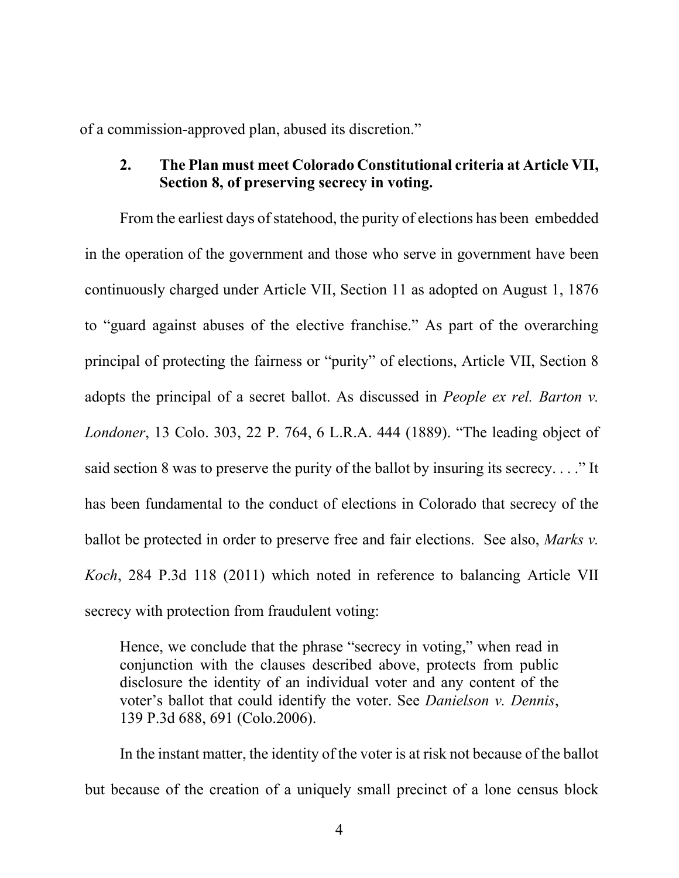of a commission-approved plan, abused its discretion."

### 2. The Plan must meet Colorado Constitutional criteria at Article VII, Section 8, of preserving secrecy in voting.

From the earliest days of statehood, the purity of elections has been embedded in the operation of the government and those who serve in government have been continuously charged under Article VII, Section 11 as adopted on August 1, 1876 to "guard against abuses of the elective franchise." As part of the overarching principal of protecting the fairness or "purity" of elections, Article VII, Section 8 adopts the principal of a secret ballot. As discussed in *People ex rel. Barton v. Londoner*, 13 Colo. 303, 22 P. 764, 6 L.R.A. 444 (1889). "The leading object of said section 8 was to preserve the purity of the ballot by insuring its secrecy. . . ." It has been fundamental to the conduct of elections in Colorado that secrecy of the ballot be protected in order to preserve free and fair elections. See also, *Marks v. Koch*, 284 P.3d 118 (2011) which noted in reference to balancing Article VII secrecy with protection from fraudulent voting:

> Hence, we conclude that the phrase "secrecy in voting," when read in conjunction with the clauses described above, protects from public disclosure the identity of an individual voter and any content of the voter's ballot that could identify the voter. See *Danielson v. Dennis*, 139 P.3d 688, 691 (Colo.2006).

In the instant matter, the identity of the voter is at risk not because of the ballot but because of the creation of a uniquely small precinct of a lone census block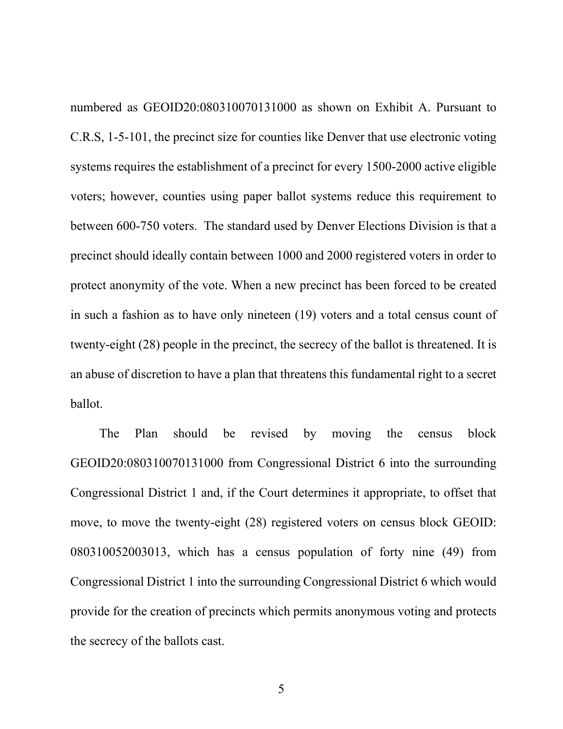numbered as GEOID20:080310070131000 as shown on Exhibit A. Pursuant to C.R.S, 1-5-101, the precinct size for counties like Denver that use electronic voting systems requires the establishment of a precinct for every 1500-2000 active eligible voters; however, counties using paper ballot systems reduce this requirement to between 600-750 voters. The standard used by Denver Elections Division is that a precinct should ideally contain between 1000 and 2000 registered voters in order to protect anonymity of the vote. When a new precinct has been forced to be created in such a fashion as to have only nineteen (19) voters and a total census count of twenty-eight (28) people in the precinct, the secrecy of the ballot is threatened. It is an abuse of discretion to have a plan that threatens this fundamental right to a secret ballot.

The Plan should be revised by moving the census block GEOID20:080310070131000 from Congressional District 6 into the surrounding Congressional District 1 and, if the Court determines it appropriate, to offset that move, to move the twenty-eight (28) registered voters on census block GEOID: 080310052003013, which has a census population of forty nine (49) from Congressional District 1 into the surrounding Congressional District 6 which would provide for the creation of precincts which permits anonymous voting and protects the secrecy of the ballots cast.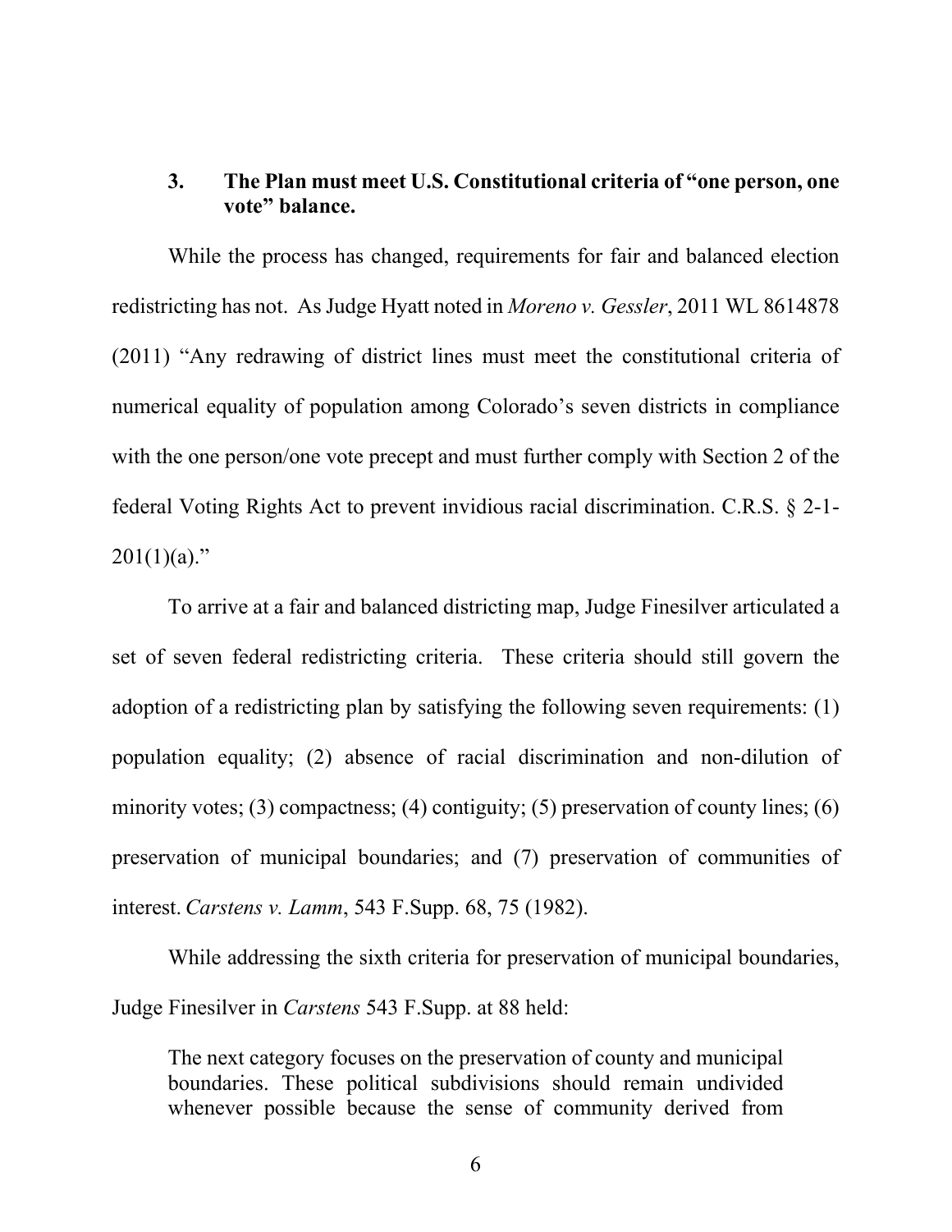### 3. The Plan must meet U.S. Constitutional criteria of "one person, one vote" balance.

While the process has changed, requirements for fair and balanced election redistricting has not. As Judge Hyatt noted in *Moreno v. Gessler*, 2011 WL 8614878 (2011) "Any redrawing of district lines must meet the constitutional criteria of numerical equality of population among Colorado's seven districts in compliance with the one person/one vote precept and must further comply with Section 2 of the federal Voting Rights Act to prevent invidious racial discrimination. C.R.S. § 2-1-201(1)(a)."

To arrive at a fair and balanced districting map, Judge Finesilver articulated a set of seven federal redistricting criteria. These criteria should still govern the adoption of a redistricting plan by satisfying the following seven requirements: (1) population equality; (2) absence of racial discrimination and non-dilution of minority votes; (3) compactness; (4) contiguity; (5) preservation of county lines; (6) preservation of municipal boundaries; and (7) preservation of communities of interest. *Carstens v. Lamm*, 543 F.Supp. 68, 75 (1982).

While addressing the sixth criteria for preservation of municipal boundaries, Judge Finesilver in *Carstens* 543 F.Supp. at 88 held:

> The next category focuses on the preservation of county and municipal boundaries. These political subdivisions should remain undivided whenever possible because the sense of community derived from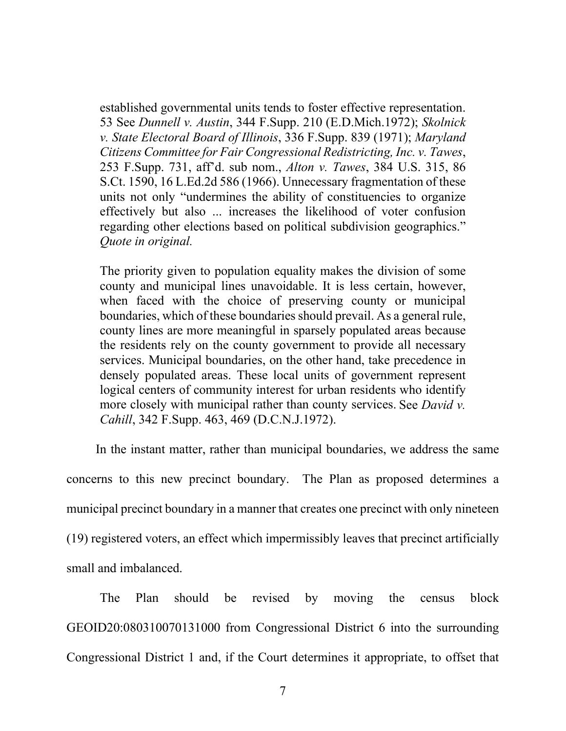> established governmental units tends to foster effective representation. 53 See *Dunnell v. Austin*, 344 F.Supp. 210 (E.D.Mich.1972); *Skolnick v. State Electoral Board of Illinois*, 336 F.Supp. 839 (1971); *Maryland Citizens Committee for Fair Congressional Redistricting, Inc. v. Tawes*, 253 F.Supp. 731, aff'd. sub nom., *Alton v. Tawes*, 384 U.S. 315, 86 S.Ct. 1590, 16 L.Ed.2d 586 (1966). Unnecessary fragmentation of these units not only "undermines the ability of constituencies to organize effectively but also ... increases the likelihood of voter confusion regarding other elections based on political subdivision geographics." *Quote in original.*
>
> The priority given to population equality makes the division of some county and municipal lines unavoidable. It is less certain, however, when faced with the choice of preserving county or municipal boundaries, which of these boundaries should prevail. As a general rule, county lines are more meaningful in sparsely populated areas because the residents rely on the county government to provide all necessary services. Municipal boundaries, on the other hand, take precedence in densely populated areas. These local units of government represent logical centers of community interest for urban residents who identify more closely with municipal rather than county services. See *David v. Cahill*, 342 F.Supp. 463, 469 (D.C.N.J.1972).

In the instant matter, rather than municipal boundaries, we address the same concerns to this new precinct boundary. The Plan as proposed determines a municipal precinct boundary in a manner that creates one precinct with only nineteen (19) registered voters, an effect which impermissibly leaves that precinct artificially small and imbalanced.

The Plan should be revised by moving the census block GEOID20:080310070131000 from Congressional District 6 into the surrounding Congressional District 1 and, if the Court determines it appropriate, to offset that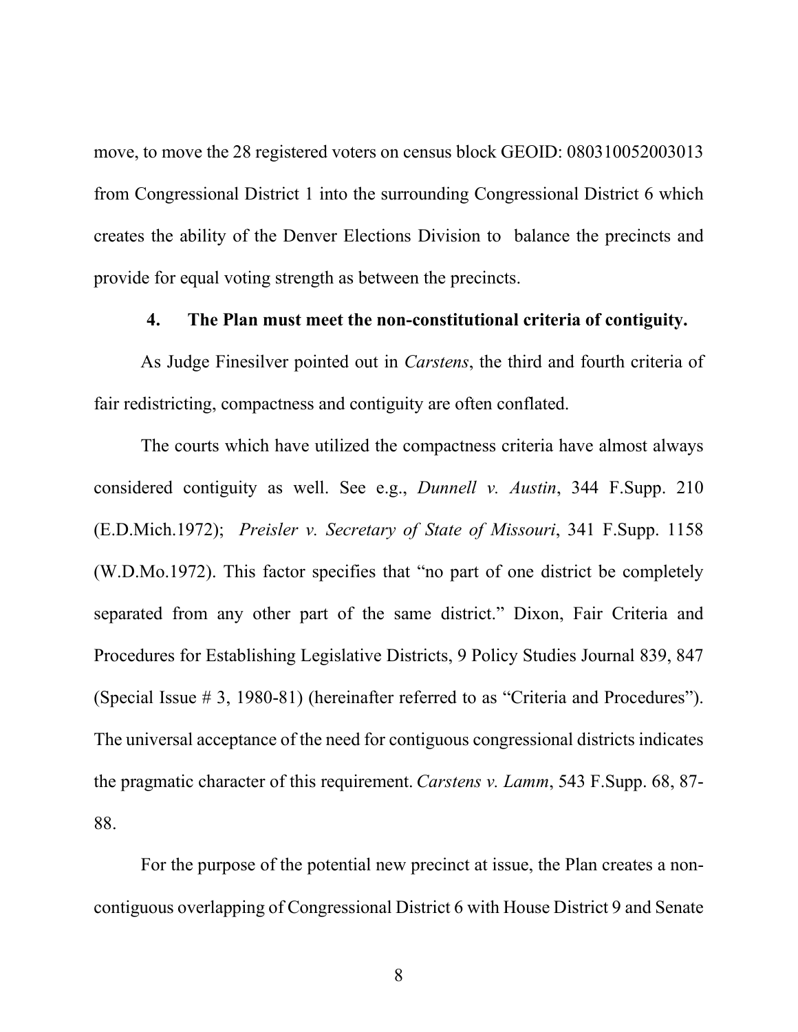move, to move the 28 registered voters on census block GEOID: 080310052003013 from Congressional District 1 into the surrounding Congressional District 6 which creates the ability of the Denver Elections Division to balance the precincts and provide for equal voting strength as between the precincts.

### 4. The Plan must meet the non-constitutional criteria of contiguity.

As Judge Finesilver pointed out in *Carstens*, the third and fourth criteria of fair redistricting, compactness and contiguity are often conflated.

The courts which have utilized the compactness criteria have almost always considered contiguity as well. See e.g., *Dunnell v. Austin*, 344 F.Supp. 210 (E.D.Mich.1972); *Preisler v. Secretary of State of Missouri*, 341 F.Supp. 1158 (W.D.Mo.1972). This factor specifies that "no part of one district be completely separated from any other part of the same district." Dixon, Fair Criteria and Procedures for Establishing Legislative Districts, 9 Policy Studies Journal 839, 847 (Special Issue # 3, 1980-81) (hereinafter referred to as "Criteria and Procedures"). The universal acceptance of the need for contiguous congressional districts indicates the pragmatic character of this requirement. *Carstens v. Lamm*, 543 F.Supp. 68, 87-88.

For the purpose of the potential new precinct at issue, the Plan creates a non-contiguous overlapping of Congressional District 6 with House District 9 and Senate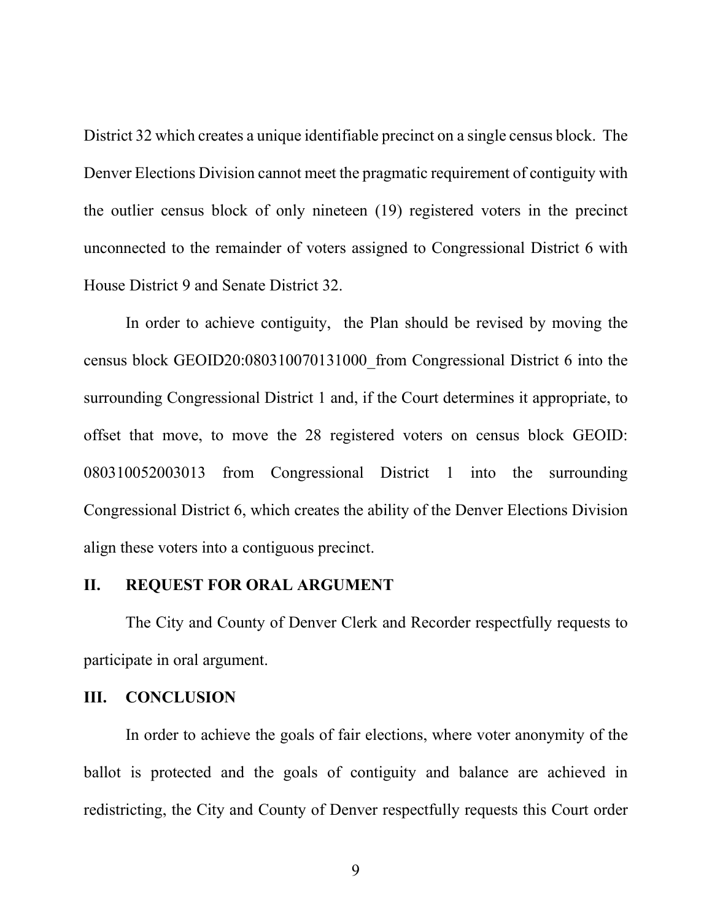District 32 which creates a unique identifiable precinct on a single census block. The Denver Elections Division cannot meet the pragmatic requirement of contiguity with the outlier census block of only nineteen (19) registered voters in the precinct unconnected to the remainder of voters assigned to Congressional District 6 with House District 9 and Senate District 32.

In order to achieve contiguity, the Plan should be revised by moving the census block GEOID20:080310070131000_from Congressional District 6 into the surrounding Congressional District 1 and, if the Court determines it appropriate, to offset that move, to move the 28 registered voters on census block GEOID: 080310052003013 from Congressional District 1 into the surrounding Congressional District 6, which creates the ability of the Denver Elections Division align these voters into a contiguous precinct.

## II. REQUEST FOR ORAL ARGUMENT

The City and County of Denver Clerk and Recorder respectfully requests to participate in oral argument.

## III. CONCLUSION

In order to achieve the goals of fair elections, where voter anonymity of the ballot is protected and the goals of contiguity and balance are achieved in redistricting, the City and County of Denver respectfully requests this Court order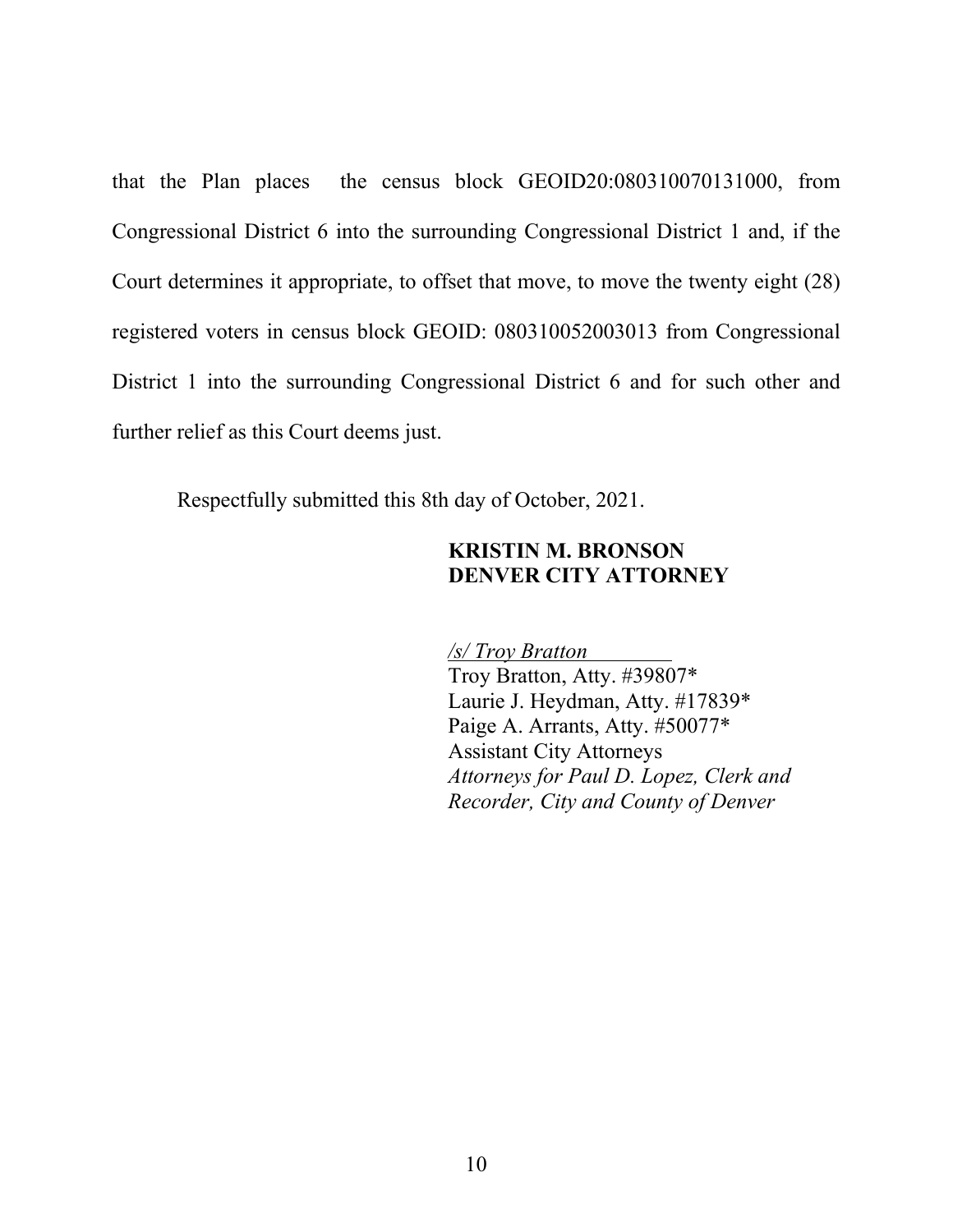that the Plan places the census block GEOID20:080310070131000, from Congressional District 6 into the surrounding Congressional District 1 and, if the Court determines it appropriate, to offset that move, to move the twenty eight (28) registered voters in census block GEOID: 080310052003013 from Congressional District 1 into the surrounding Congressional District 6 and for such other and further relief as this Court deems just.

Respectfully submitted this 8th day of October, 2021.

**KRISTIN M. BRONSON**
**DENVER CITY ATTORNEY**

*/s/ Troy Bratton*
Troy Bratton, Atty. #39807*
Laurie J. Heydman, Atty. #17839*
Paige A. Arrants, Atty. #50077*
Assistant City Attorneys
*Attorneys for Paul D. Lopez, Clerk and Recorder, City and County of Denver*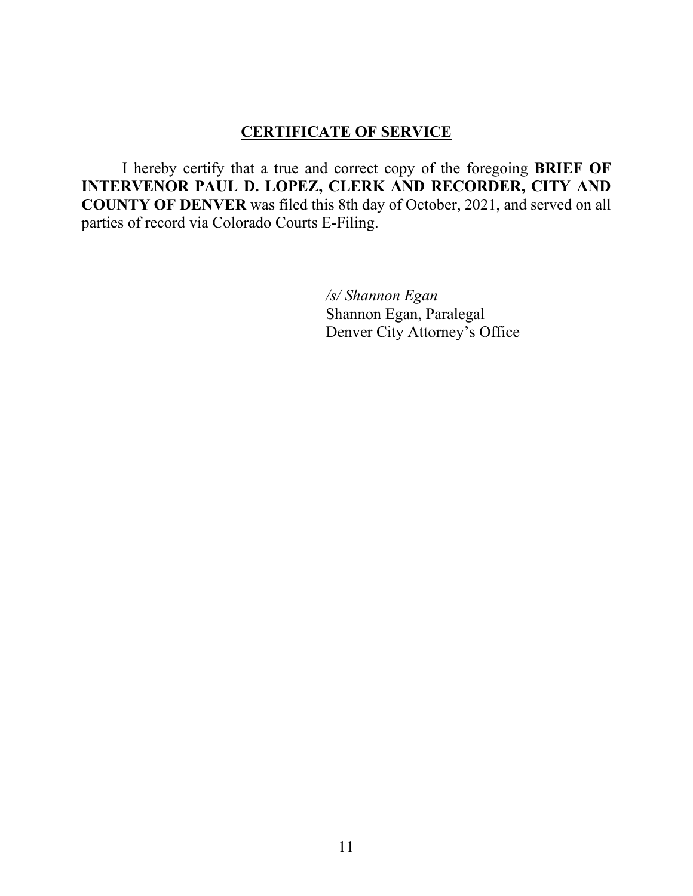## CERTIFICATE OF SERVICE

I hereby certify that a true and correct copy of the foregoing **BRIEF OF INTERVENOR PAUL D. LOPEZ, CLERK AND RECORDER, CITY AND COUNTY OF DENVER** was filed this 8th day of October, 2021, and served on all parties of record via Colorado Courts E-Filing.

*/s/ Shannon Egan*
Shannon Egan, Paralegal
Denver City Attorney's Office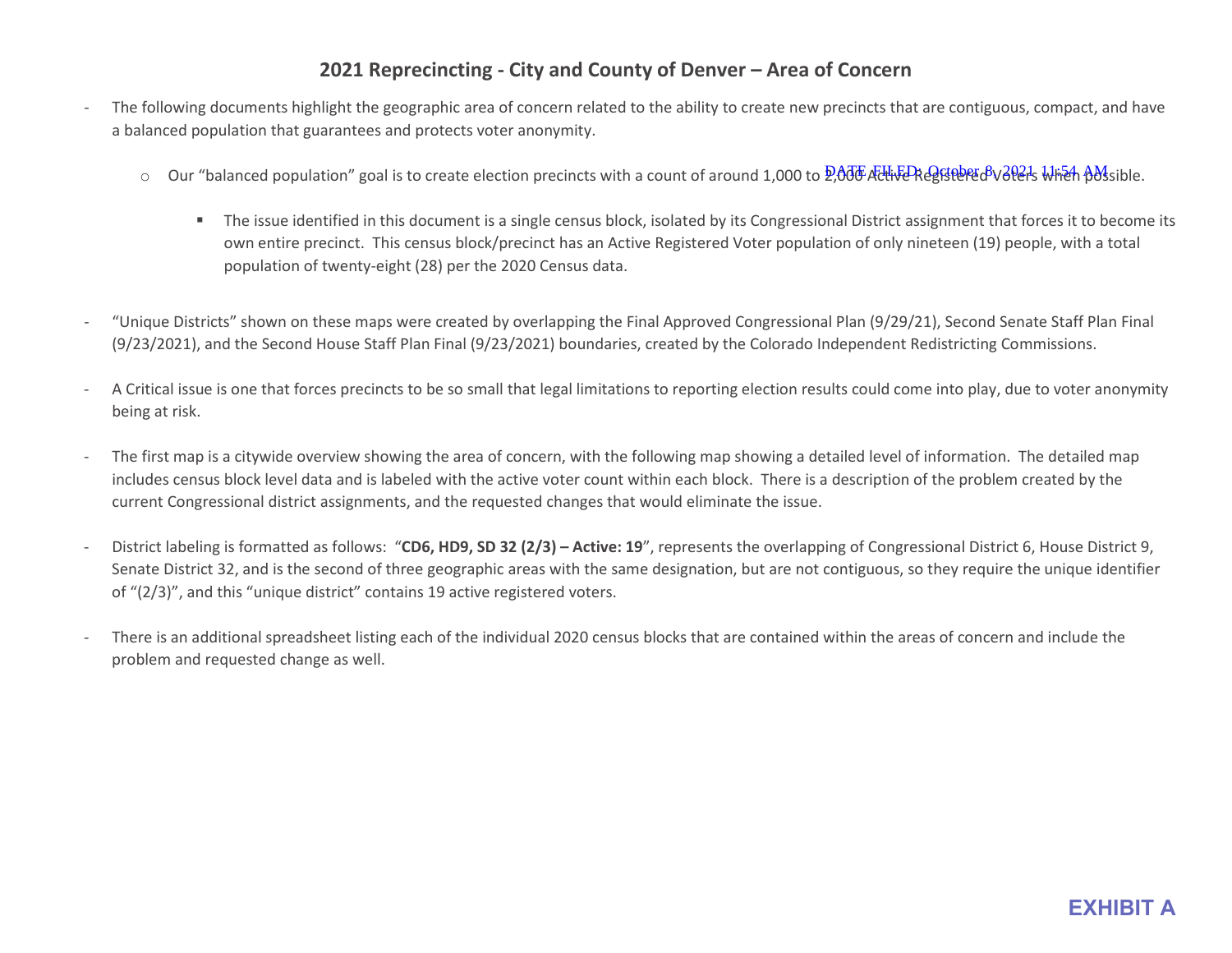# 2021 Reprecincting - City and County of Denver – Area of Concern

- The following documents highlight the geographic area of concern related to the ability to create new precincts that are contiguous, compact, and have a balanced population that guarantees and protects voter anonymity.
  - Our "balanced population" goal is to create election precincts with a count of around 1,000 to 2,000 Active Registered Voters when possible.
    - The issue identified in this document is a single census block, isolated by its Congressional District assignment that forces it to become its own entire precinct. This census block/precinct has an Active Registered Voter population of only nineteen (19) people, with a total population of twenty-eight (28) per the 2020 Census data.

- "Unique Districts" shown on these maps were created by overlapping the Final Approved Congressional Plan (9/29/21), Second Senate Staff Plan Final (9/23/2021), and the Second House Staff Plan Final (9/23/2021) boundaries, created by the Colorado Independent Redistricting Commissions.

- A Critical issue is one that forces precincts to be so small that legal limitations to reporting election results could come into play, due to voter anonymity being at risk.

- The first map is a citywide overview showing the area of concern, with the following map showing a detailed level of information. The detailed map includes census block level data and is labeled with the active voter count within each block. There is a description of the problem created by the current Congressional district assignments, and the requested changes that would eliminate the issue.

- District labeling is formatted as follows: "**CD6, HD9, SD 32 (2/3) – Active: 19**", represents the overlapping of Congressional District 6, House District 9, Senate District 32, and is the second of three geographic areas with the same designation, but are not contiguous, so they require the unique identifier of "(2/3)", and this "unique district" contains 19 active registered voters.

- There is an additional spreadsheet listing each of the individual 2020 census blocks that are contained within the areas of concern and include the problem and requested change as well.

DATE FILED: October 8, 2021 11:54 AM

**EXHIBIT A**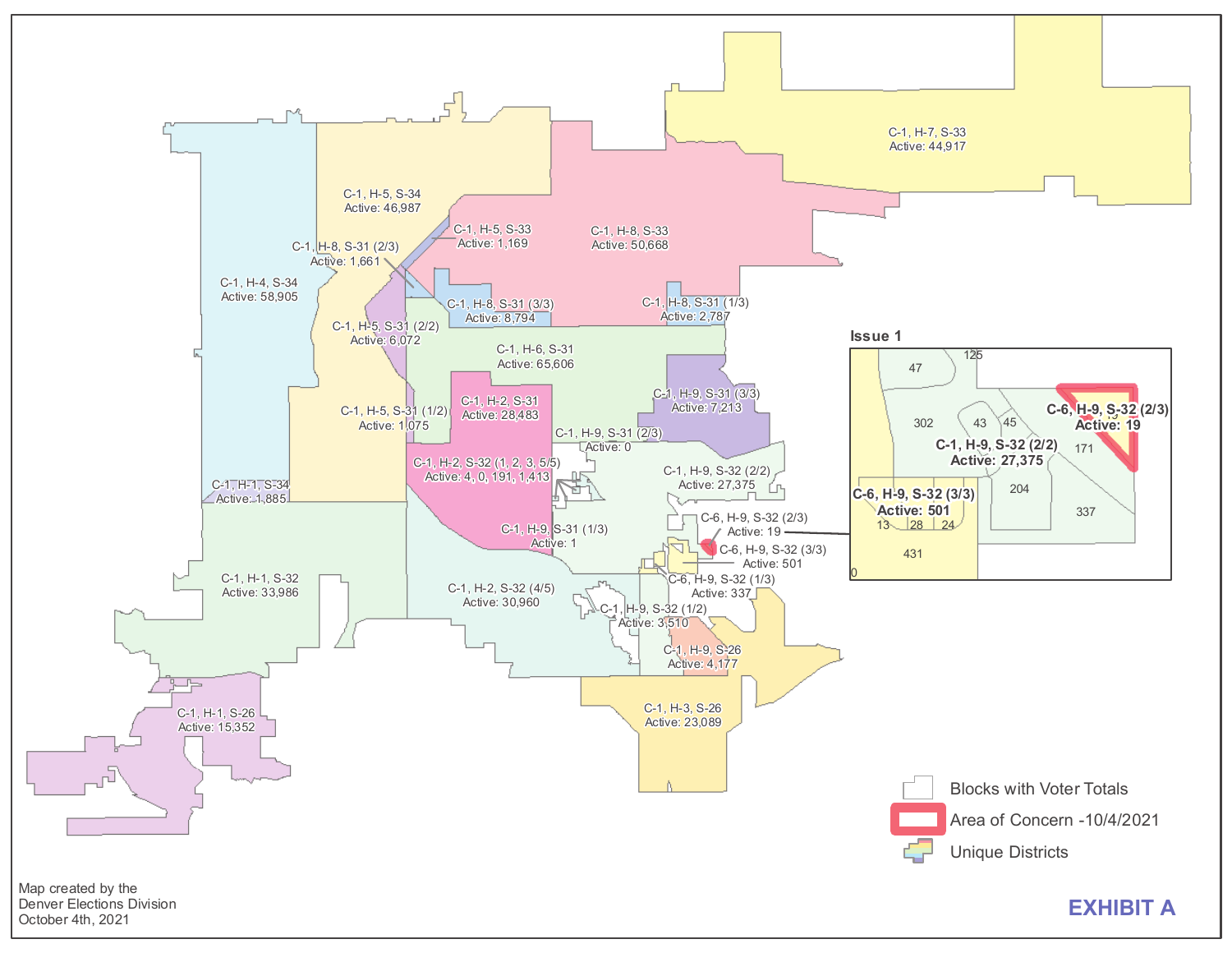C-1, H-7, S-33
Active: 44,917

C-1, H-5, S-34
Active: 46,987

C-1, H-5, S-33
Active: 1,169

C-1, H-8, S-33
Active: 50,668

C-1, H-8, S-31 (2/3)
Active: 1,661

C-1, H-4, S-34
Active: 58,905

C-1, H-8, S-31 (3/3)
Active: 8,794

C-1, H-8, S-31 (1/3)
Active: 2,787

C-1, H-5, S-31 (2/2)
Active: 6,072

C-1, H-6, S-31
Active: 65,606

C-1, H-9, S-31 (3/3)
Active: 7,213

C-1, H-2, S-31
Active: 28,483

C-1, H-5, S-31 (1/2)
Active: 1,075

C-1, H-9, S-31 (2/3)
Active: 0

C-1, H-2, S-32 (1, 2, 3, 5/5)
Active: 4, 0, 191, 1,413

C-1, H-9, S-32 (2/2)
Active: 27,375

C-1, H-1, S-34
Active: 1,885

C-6, H-9, S-32 (2/3)
Active: 19

C-1, H-9, S-31 (1/3)
Active: 1

C-6, H-9, S-32 (3/3)
Active: 501

C-1, H-1, S-32
Active: 33,986

C-6, H-9, S-32 (1/3)
Active: 337

C-1, H-2, S-32 (4/5)
Active: 30,960

C-1, H-9, S-32 (1/2)
Active: 3,510

C-1, H-9, S-26
Active: 4,177

C-1, H-1, S-26
Active: 15,352

C-1, H-3, S-26
Active: 23,089

**Issue 1**

47, 125, 302, 43, 45, 171, 204, 337, 13, 28, 24, 431, 0

**C-6, H-9, S-32 (2/3)**
**Active: 19**

**C-1, H-9, S-32 (2/2)**
**Active: 27,375**

**C-6, H-9, S-32 (3/3)**
**Active: 501**

Blocks with Voter Totals

Area of Concern -10/4/2021

Unique Districts

Map created by the
Denver Elections Division
October 4th, 2021

**EXHIBIT A**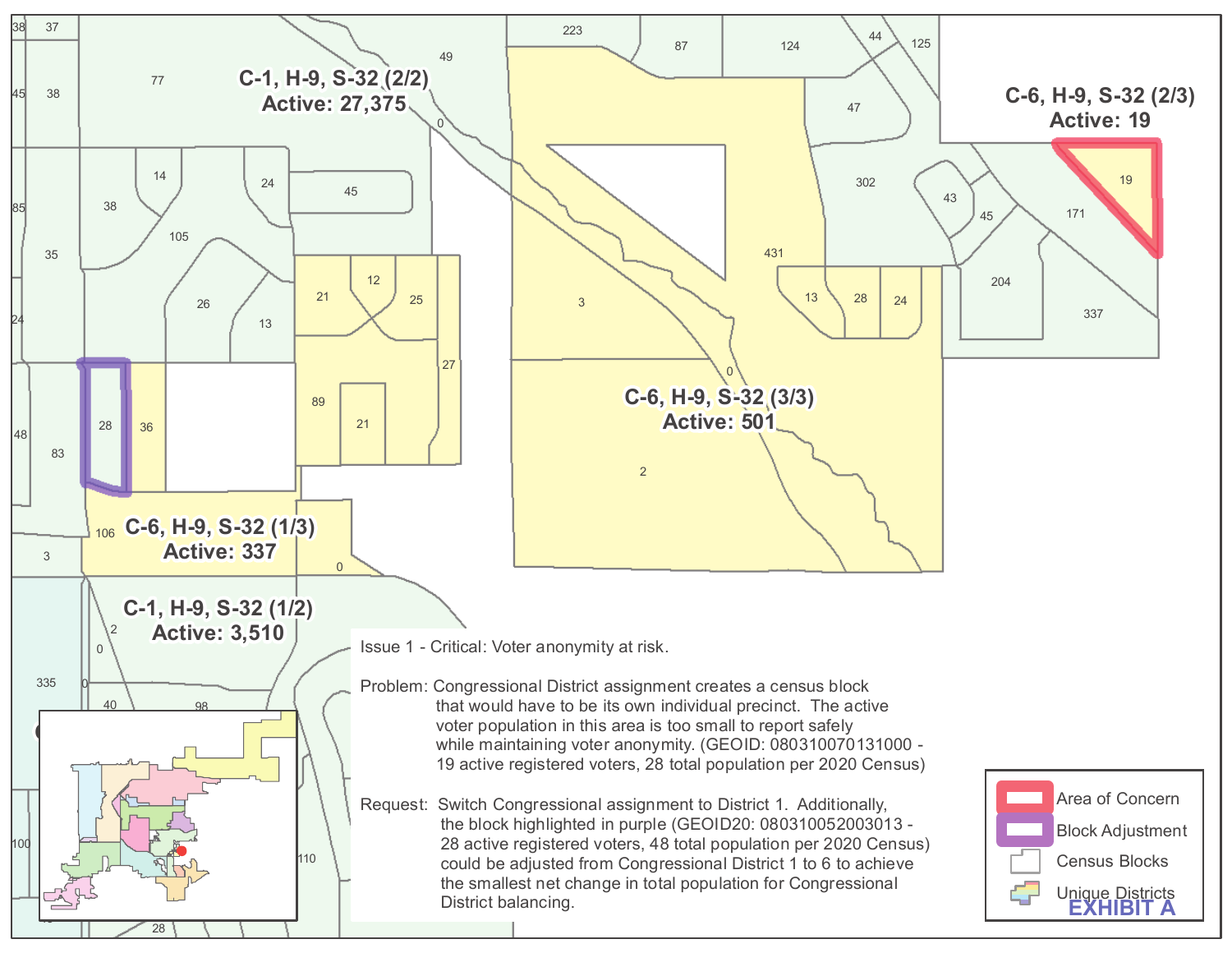C-1, H-9, S-32 (2/2)
Active: 27,375

C-6, H-9, S-32 (2/3)
Active: 19

C-6, H-9, S-32 (3/3)
Active: 501

C-6, H-9, S-32 (1/3)
Active: 337

C-1, H-9, S-32 (1/2)
Active: 3,510

Issue 1 - Critical: Voter anonymity at risk.

Problem: Congressional District assignment creates a census block that would have to be its own individual precinct. The active voter population in this area is too small to report safely while maintaining voter anonymity. (GEOID: 080310070131000 - 19 active registered voters, 28 total population per 2020 Census)

Request: Switch Congressional assignment to District 1. Additionally, the block highlighted in purple (GEOID20: 080310052003013 - 28 active registered voters, 48 total population per 2020 Census) could be adjusted from Congressional District 1 to 6 to achieve the smallest net change in total population for Congressional District balancing.

Area of Concern

Block Adjustment

Census Blocks

Unique Districts

EXHIBIT A